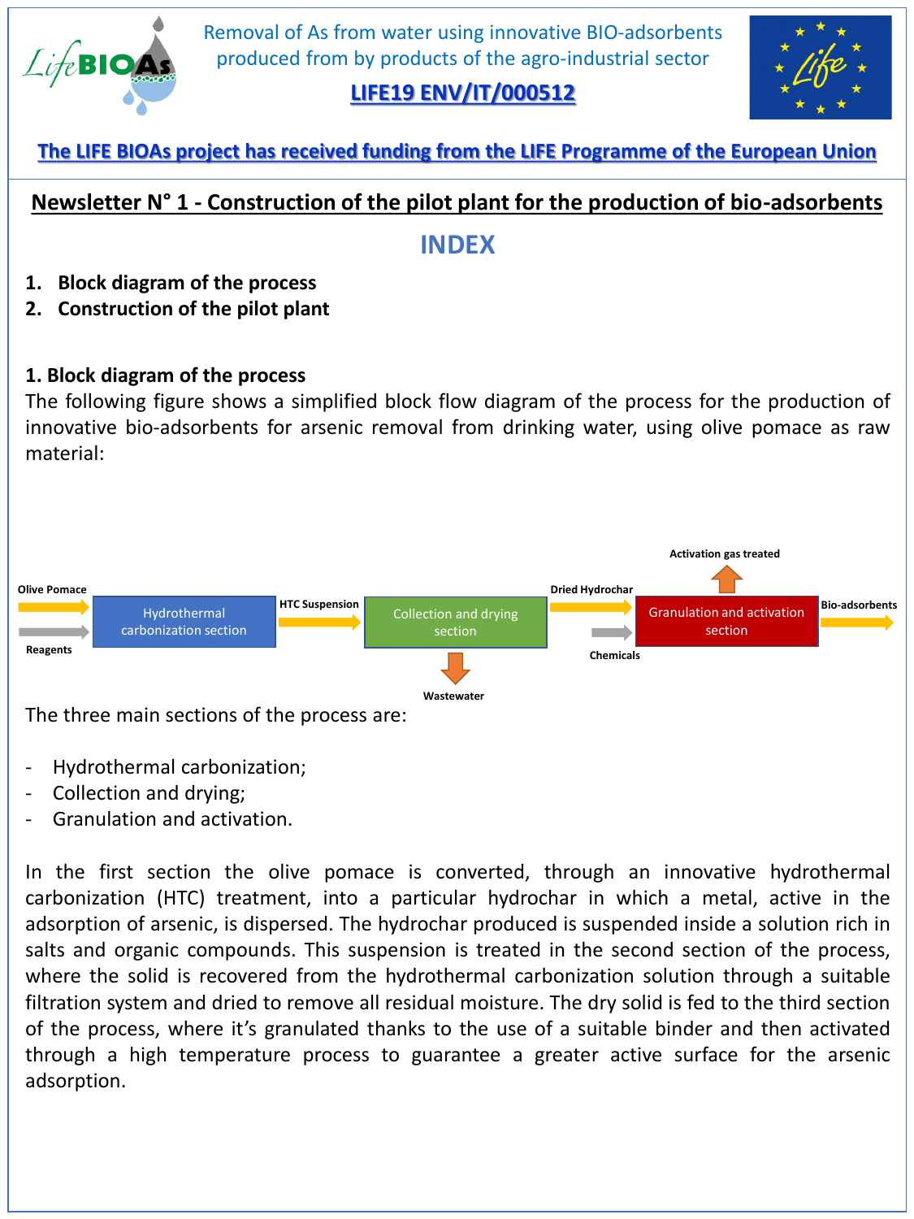Removal of As from water using innovative BIO-adsorbents produced from by products of the agro-industrial sector

**LIFE19 ENV/IT/000512**

**The LIFE BIOAs project has received funding from the LIFE Programme of the European Union**

# Newsletter N° 1 - Construction of the pilot plant for the production of bio-adsorbents

## INDEX

1. **Block diagram of the process**
2. **Construction of the pilot plant**

### 1. Block diagram of the process

The following figure shows a simplified block flow diagram of the process for the production of innovative bio-adsorbents for arsenic removal from drinking water, using olive pomace as raw material:

Olive Pomace, Reagents → Hydrothermal carbonization section → HTC Suspension → Collection and drying section (→ Wastewater) → Dried Hydrochar, Chemicals → Granulation and activation section (→ Activation gas treated) → Bio-adsorbents

The three main sections of the process are:

- Hydrothermal carbonization;
- Collection and drying;
- Granulation and activation.

In the first section the olive pomace is converted, through an innovative hydrothermal carbonization (HTC) treatment, into a particular hydrochar in which a metal, active in the adsorption of arsenic, is dispersed. The hydrochar produced is suspended inside a solution rich in salts and organic compounds. This suspension is treated in the second section of the process, where the solid is recovered from the hydrothermal carbonization solution through a suitable filtration system and dried to remove all residual moisture. The dry solid is fed to the third section of the process, where it's granulated thanks to the use of a suitable binder and then activated through a high temperature process to guarantee a greater active surface for the arsenic adsorption.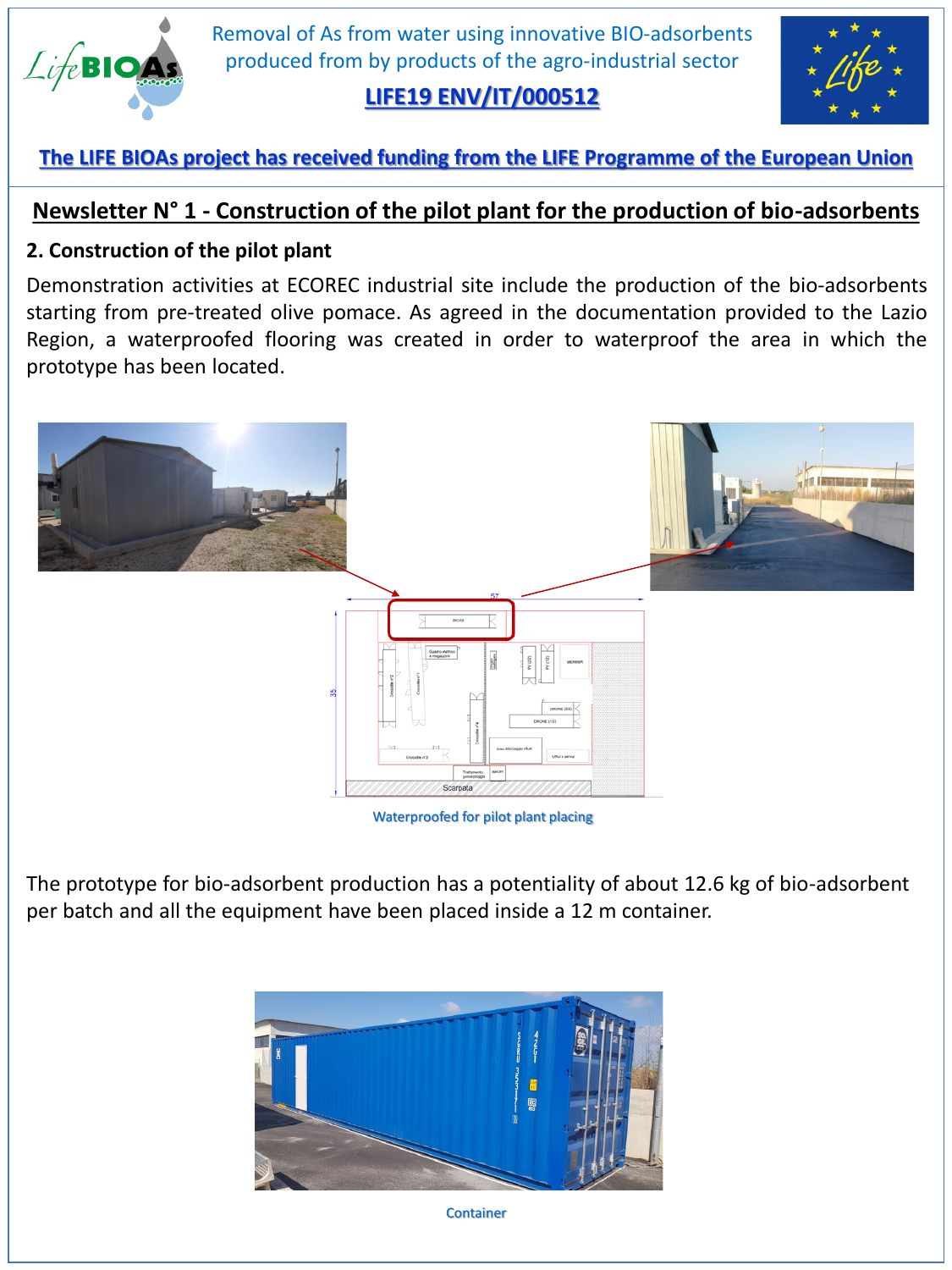Removal of As from water using innovative BIO-adsorbents produced from by products of the agro-industrial sector

LIFE19 ENV/IT/000512

The LIFE BIOAs project has received funding from the LIFE Programme of the European Union

## Newsletter N° 1 - Construction of the pilot plant for the production of bio-adsorbents

### 2. Construction of the pilot plant

Demonstration activities at ECOREC industrial site include the production of the bio-adsorbents starting from pre-treated olive pomace. As agreed in the documentation provided to the Lazio Region, a waterproofed flooring was created in order to waterproof the area in which the prototype has been located.

Waterproofed for pilot plant placing

The prototype for bio-adsorbent production has a potentiality of about 12.6 kg of bio-adsorbent per batch and all the equipment have been placed inside a 12 m container.

Container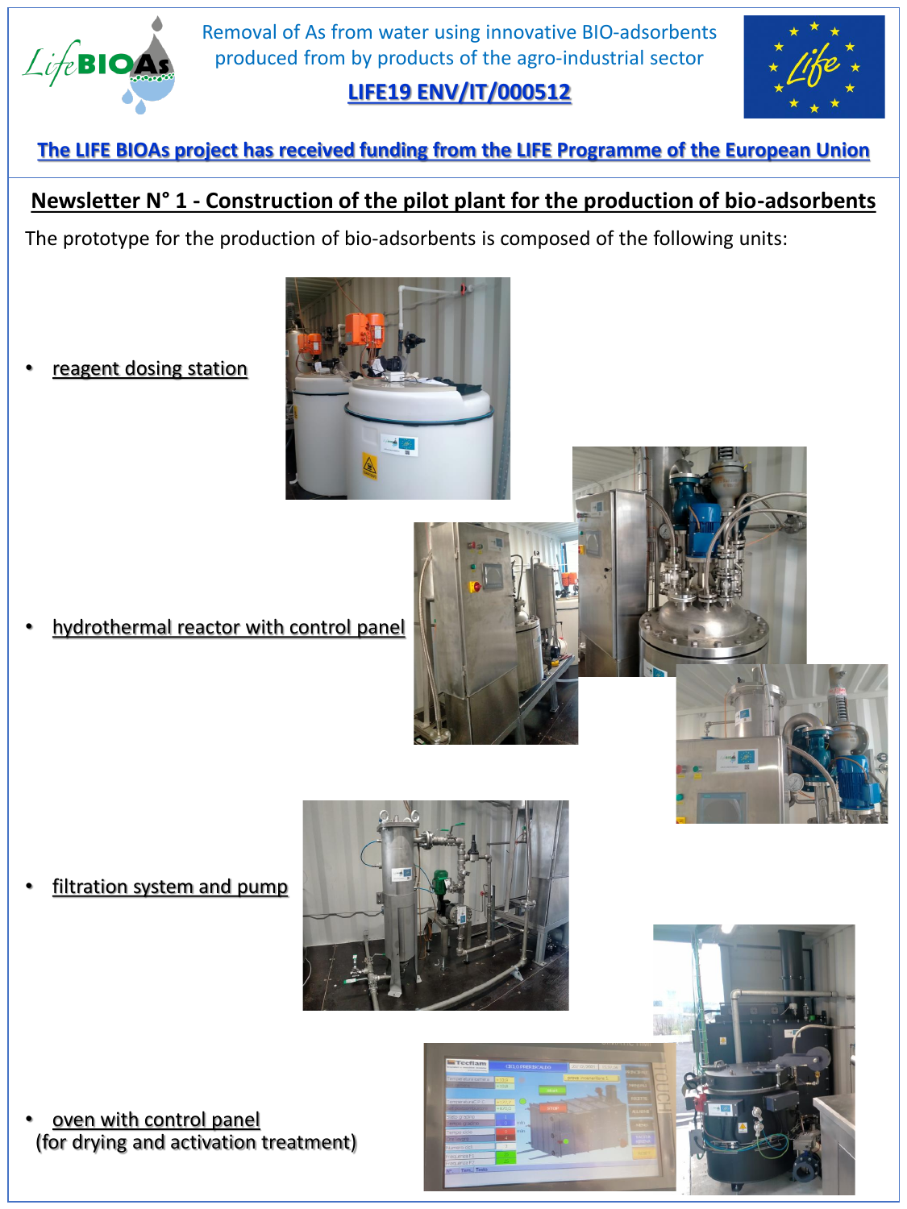Removal of As from water using innovative BIO-adsorbents produced from by products of the agro-industrial sector

**LIFE19 ENV/IT/000512**

**The LIFE BIOAs project has received funding from the LIFE Programme of the European Union**

## Newsletter N° 1 - Construction of the pilot plant for the production of bio-adsorbents

The prototype for the production of bio-adsorbents is composed of the following units:

- reagent dosing station
- hydrothermal reactor with control panel
- filtration system and pump
- oven with control panel (for drying and activation treatment)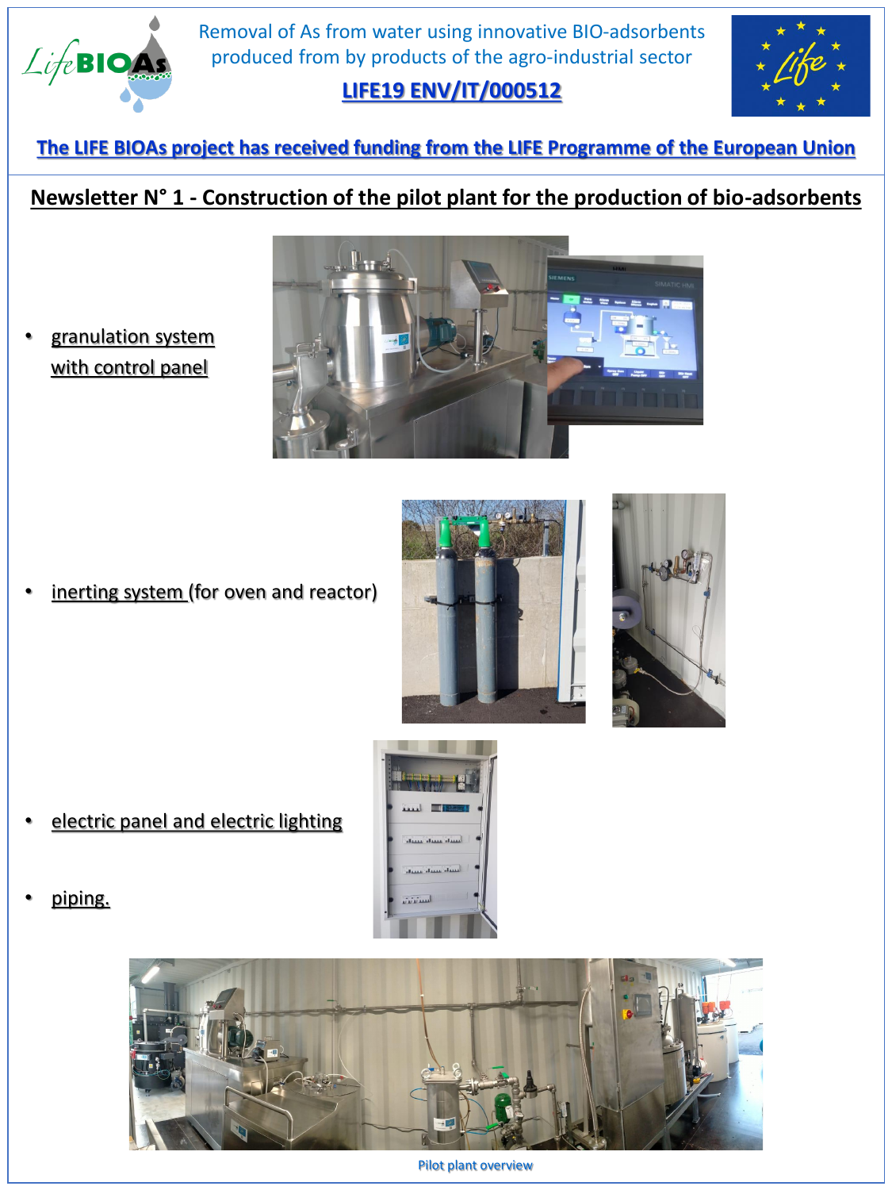Removal of As from water using innovative BIO-adsorbents produced from by products of the agro-industrial sector

**LIFE19 ENV/IT/000512**

**The LIFE BIOAs project has received funding from the LIFE Programme of the European Union**

## Newsletter N° 1 - Construction of the pilot plant for the production of bio-adsorbents

- granulation system with control panel
- inerting system (for oven and reactor)
- electric panel and electric lighting
- piping.

Pilot plant overview